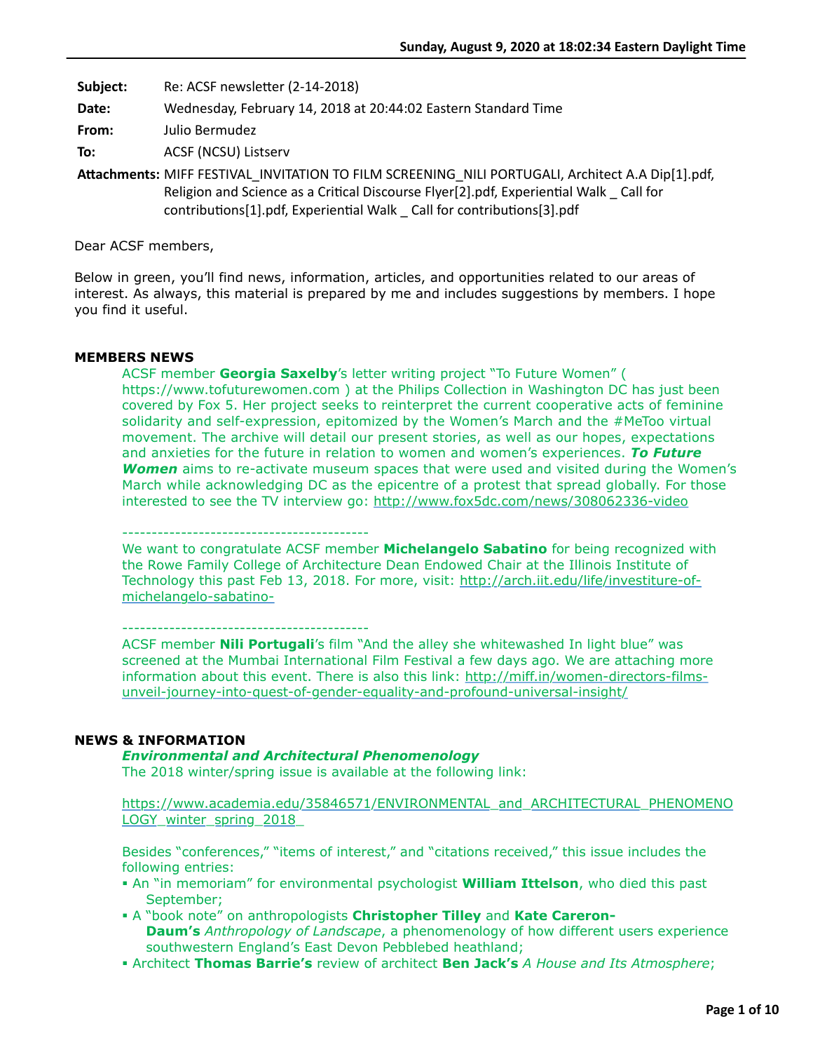Sunday, August 9, 2020 at 18:02:34 Eastern Daylight Time

**Subject:** Re: ACSF newsletter (2-14-2018)

**Date:** Wednesday, February 14, 2018 at 20:44:02 Eastern Standard Time

**From:** Julio Bermudez

**To:** ACSF (NCSU) Listserv

**Attachments:** MIFF FESTIVAL_INVITATION TO FILM SCREENING_NILI PORTUGALI, Architect A.A Dip[1].pdf, Religion and Science as a Critical Discourse Flyer[2].pdf, Experiential Walk _ Call for contributions[1].pdf, Experiential Walk _ Call for contributions[3].pdf

Dear ACSF members,

Below in green, you'll find news, information, articles, and opportunities related to our areas of interest. As always, this material is prepared by me and includes suggestions by members. I hope you find it useful.

## MEMBERS NEWS

ACSF member **Georgia Saxelby**'s letter writing project "To Future Women" ( https://www.tofuturewomen.com ) at the Philips Collection in Washington DC has just been covered by Fox 5. Her project seeks to reinterpret the current cooperative acts of feminine solidarity and self-expression, epitomized by the Women's March and the #MeToo virtual movement. The archive will detail our present stories, as well as our hopes, expectations and anxieties for the future in relation to women and women's experiences. ***To Future Women*** aims to re-activate museum spaces that were used and visited during the Women's March while acknowledging DC as the epicentre of a protest that spread globally. For those interested to see the TV interview go: http://www.fox5dc.com/news/308062336-video

-----------------------------------------

We want to congratulate ACSF member **Michelangelo Sabatino** for being recognized with the Rowe Family College of Architecture Dean Endowed Chair at the Illinois Institute of Technology this past Feb 13, 2018. For more, visit: http://arch.iit.edu/life/investiture-of-michelangelo-sabatino-

-----------------------------------------

ACSF member **Nili Portugali**'s film "And the alley she whitewashed In light blue" was screened at the Mumbai International Film Festival a few days ago. We are attaching more information about this event. There is also this link: http://miff.in/women-directors-films-unveil-journey-into-quest-of-gender-equality-and-profound-universal-insight/

## NEWS & INFORMATION

***Environmental and Architectural Phenomenology***

The 2018 winter/spring issue is available at the following link:

https://www.academia.edu/35846571/ENVIRONMENTAL_and_ARCHITECTURAL_PHENOMENOLOGY_winter_spring_2018_

Besides "conferences," "items of interest," and "citations received," this issue includes the following entries:

- An "in memoriam" for environmental psychologist **William Ittelson**, who died this past September;
- A "book note" on anthropologists **Christopher Tilley** and **Kate Careron-Daum's** *Anthropology of Landscape*, a phenomenology of how different users experience southwestern England's East Devon Pebblebed heathland;
- Architect **Thomas Barrie's** review of architect **Ben Jack's** *A House and Its Atmosphere*;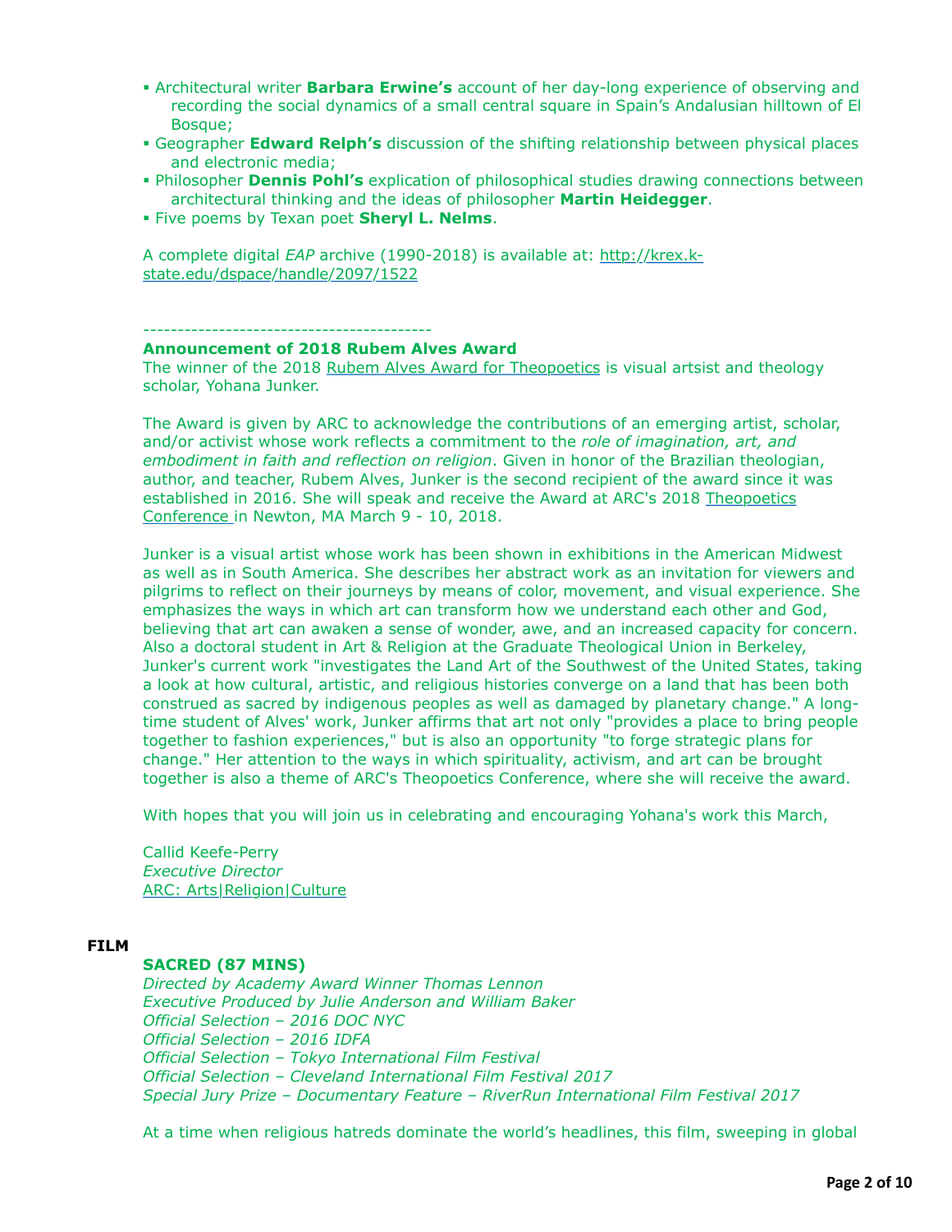- Architectural writer **Barbara Erwine's** account of her day-long experience of observing and recording the social dynamics of a small central square in Spain's Andalusian hilltown of El Bosque;
- Geographer **Edward Relph's** discussion of the shifting relationship between physical places and electronic media;
- Philosopher **Dennis Pohl's** explication of philosophical studies drawing connections between architectural thinking and the ideas of philosopher **Martin Heidegger**.
- Five poems by Texan poet **Sheryl L. Nelms**.

A complete digital *EAP* archive (1990-2018) is available at: http://krex.k-state.edu/dspace/handle/2097/1522

------------------------------------------

**Announcement of 2018 Rubem Alves Award**
The winner of the 2018 Rubem Alves Award for Theopoetics is visual artsist and theology scholar, Yohana Junker.

The Award is given by ARC to acknowledge the contributions of an emerging artist, scholar, and/or activist whose work reflects a commitment to the *role of imagination, art, and embodiment in faith and reflection on religion*. Given in honor of the Brazilian theologian, author, and teacher, Rubem Alves, Junker is the second recipient of the award since it was established in 2016. She will speak and receive the Award at ARC's 2018 Theopoetics Conference in Newton, MA March 9 - 10, 2018.

Junker is a visual artist whose work has been shown in exhibitions in the American Midwest as well as in South America. She describes her abstract work as an invitation for viewers and pilgrims to reflect on their journeys by means of color, movement, and visual experience. She emphasizes the ways in which art can transform how we understand each other and God, believing that art can awaken a sense of wonder, awe, and an increased capacity for concern. Also a doctoral student in Art & Religion at the Graduate Theological Union in Berkeley, Junker's current work "investigates the Land Art of the Southwest of the United States, taking a look at how cultural, artistic, and religious histories converge on a land that has been both construed as sacred by indigenous peoples as well as damaged by planetary change." A long-time student of Alves' work, Junker affirms that art not only "provides a place to bring people together to fashion experiences," but is also an opportunity "to forge strategic plans for change." Her attention to the ways in which spirituality, activism, and art can be brought together is also a theme of ARC's Theopoetics Conference, where she will receive the award.

With hopes that you will join us in celebrating and encouraging Yohana's work this March,

Callid Keefe-Perry
*Executive Director*
ARC: Arts|Religion|Culture

## FILM

**SACRED (87 MINS)**
*Directed by Academy Award Winner Thomas Lennon*
*Executive Produced by Julie Anderson and William Baker*
*Official Selection – 2016 DOC NYC*
*Official Selection – 2016 IDFA*
*Official Selection – Tokyo International Film Festival*
*Official Selection – Cleveland International Film Festival 2017*
*Special Jury Prize – Documentary Feature – RiverRun International Film Festival 2017*

At a time when religious hatreds dominate the world's headlines, this film, sweeping in global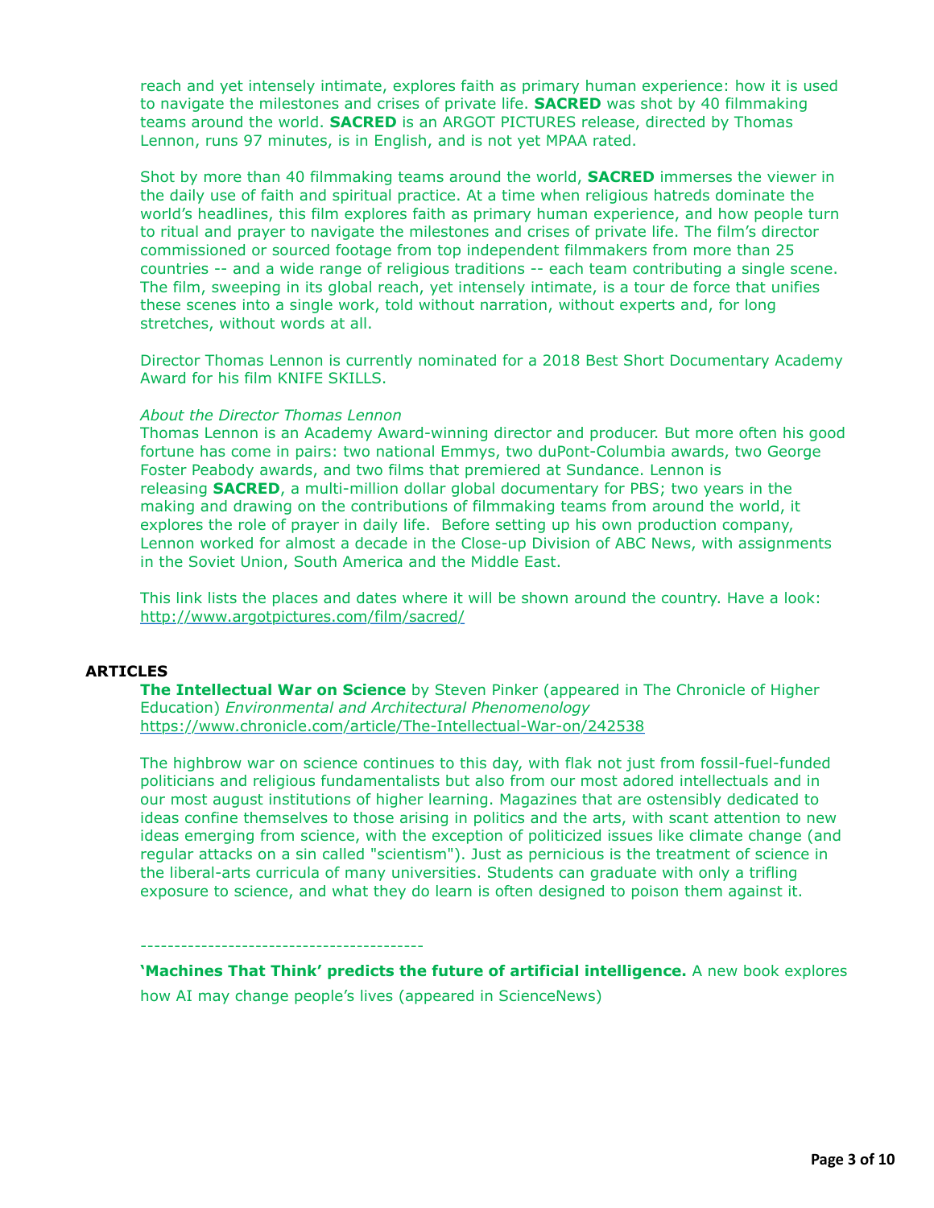reach and yet intensely intimate, explores faith as primary human experience: how it is used to navigate the milestones and crises of private life. **SACRED** was shot by 40 filmmaking teams around the world. **SACRED** is an ARGOT PICTURES release, directed by Thomas Lennon, runs 97 minutes, is in English, and is not yet MPAA rated.

Shot by more than 40 filmmaking teams around the world, **SACRED** immerses the viewer in the daily use of faith and spiritual practice. At a time when religious hatreds dominate the world's headlines, this film explores faith as primary human experience, and how people turn to ritual and prayer to navigate the milestones and crises of private life. The film's director commissioned or sourced footage from top independent filmmakers from more than 25 countries -- and a wide range of religious traditions -- each team contributing a single scene. The film, sweeping in its global reach, yet intensely intimate, is a tour de force that unifies these scenes into a single work, told without narration, without experts and, for long stretches, without words at all.

Director Thomas Lennon is currently nominated for a 2018 Best Short Documentary Academy Award for his film KNIFE SKILLS.

*About the Director Thomas Lennon*
Thomas Lennon is an Academy Award-winning director and producer. But more often his good fortune has come in pairs: two national Emmys, two duPont-Columbia awards, two George Foster Peabody awards, and two films that premiered at Sundance. Lennon is releasing **SACRED**, a multi-million dollar global documentary for PBS; two years in the making and drawing on the contributions of filmmaking teams from around the world, it explores the role of prayer in daily life. Before setting up his own production company, Lennon worked for almost a decade in the Close-up Division of ABC News, with assignments in the Soviet Union, South America and the Middle East.

This link lists the places and dates where it will be shown around the country. Have a look: http://www.argotpictures.com/film/sacred/

## ARTICLES

**The Intellectual War on Science** by Steven Pinker (appeared in The Chronicle of Higher Education) *Environmental and Architectural Phenomenology*
https://www.chronicle.com/article/The-Intellectual-War-on/242538

The highbrow war on science continues to this day, with flak not just from fossil-fuel-funded politicians and religious fundamentalists but also from our most adored intellectuals and in our most august institutions of higher learning. Magazines that are ostensibly dedicated to ideas confine themselves to those arising in politics and the arts, with scant attention to new ideas emerging from science, with the exception of politicized issues like climate change (and regular attacks on a sin called "scientism"). Just as pernicious is the treatment of science in the liberal-arts curricula of many universities. Students can graduate with only a trifling exposure to science, and what they do learn is often designed to poison them against it.

-----------------------------------------

**'Machines That Think' predicts the future of artificial intelligence.** A new book explores how AI may change people's lives (appeared in ScienceNews)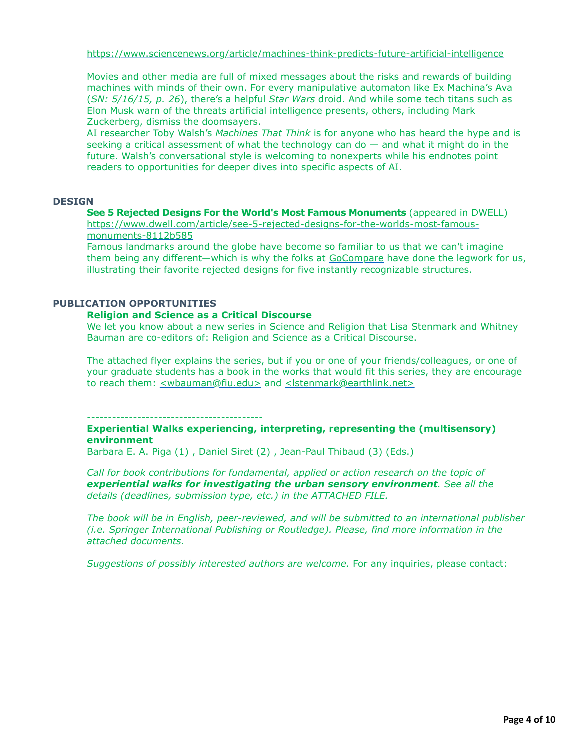https://www.sciencenews.org/article/machines-think-predicts-future-artificial-intelligence

Movies and other media are full of mixed messages about the risks and rewards of building machines with minds of their own. For every manipulative automaton like Ex Machina's Ava (*SN: 5/16/15, p. 26*), there's a helpful *Star Wars* droid. And while some tech titans such as Elon Musk warn of the threats artificial intelligence presents, others, including Mark Zuckerberg, dismiss the doomsayers.
AI researcher Toby Walsh's *Machines That Think* is for anyone who has heard the hype and is seeking a critical assessment of what the technology can do — and what it might do in the future. Walsh's conversational style is welcoming to nonexperts while his endnotes point readers to opportunities for deeper dives into specific aspects of AI.

## DESIGN

**See 5 Rejected Designs For the World's Most Famous Monuments** (appeared in DWELL)
https://www.dwell.com/article/see-5-rejected-designs-for-the-worlds-most-famous-monuments-8112b585
Famous landmarks around the globe have become so familiar to us that we can't imagine them being any different—which is why the folks at GoCompare have done the legwork for us, illustrating their favorite rejected designs for five instantly recognizable structures.

## PUBLICATION OPPORTUNITIES

**Religion and Science as a Critical Discourse**
We let you know about a new series in Science and Religion that Lisa Stenmark and Whitney Bauman are co-editors of: Religion and Science as a Critical Discourse.

The attached flyer explains the series, but if you or one of your friends/colleagues, or one of your graduate students has a book in the works that would fit this series, they are encourage to reach them: <wbauman@fiu.edu> and <lstenmark@earthlink.net>

-----------------------------------------

**Experiential Walks experiencing, interpreting, representing the (multisensory) environment**
Barbara E. A. Piga (1) , Daniel Siret (2) , Jean-Paul Thibaud (3) (Eds.)

*Call for book contributions for fundamental, applied or action research on the topic of* ***experiential walks for investigating the urban sensory environment****. See all the details (deadlines, submission type, etc.) in the ATTACHED FILE.*

*The book will be in English, peer-reviewed, and will be submitted to an international publisher (i.e. Springer International Publishing or Routledge). Please, find more information in the attached documents.*

*Suggestions of possibly interested authors are welcome.* For any inquiries, please contact: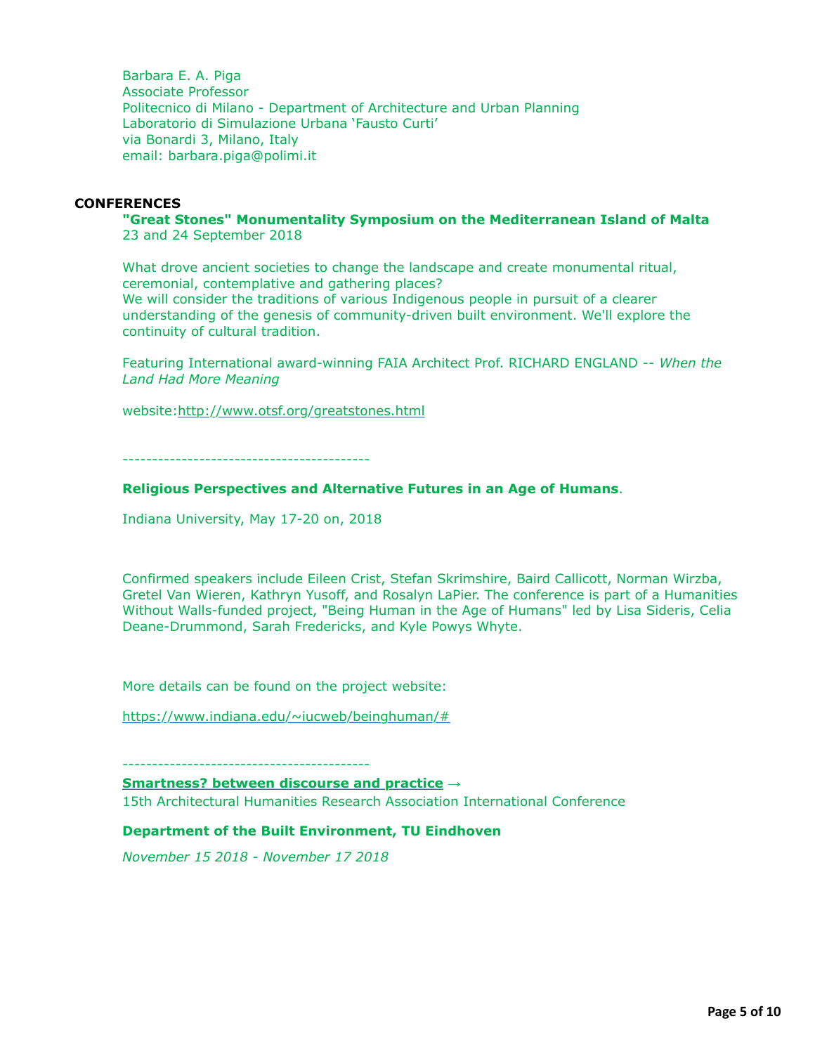Barbara E. A. Piga
Associate Professor
Politecnico di Milano - Department of Architecture and Urban Planning
Laboratorio di Simulazione Urbana 'Fausto Curti'
via Bonardi 3, Milano, Italy
email: barbara.piga@polimi.it

## CONFERENCES

**"Great Stones" Monumentality Symposium on the Mediterranean Island of Malta**
23 and 24 September 2018

What drove ancient societies to change the landscape and create monumental ritual, ceremonial, contemplative and gathering places?
We will consider the traditions of various Indigenous people in pursuit of a clearer understanding of the genesis of community-driven built environment. We'll explore the continuity of cultural tradition.

Featuring International award-winning FAIA Architect Prof. RICHARD ENGLAND -- *When the Land Had More Meaning*

website:http://www.otsf.org/greatstones.html

------------------------------------------

**Religious Perspectives and Alternative Futures in an Age of Humans**.

Indiana University, May 17-20 on, 2018

Confirmed speakers include Eileen Crist, Stefan Skrimshire, Baird Callicott, Norman Wirzba, Gretel Van Wieren, Kathryn Yusoff, and Rosalyn LaPier. The conference is part of a Humanities Without Walls-funded project, "Being Human in the Age of Humans" led by Lisa Sideris, Celia Deane-Drummond, Sarah Fredericks, and Kyle Powys Whyte.

More details can be found on the project website:

https://www.indiana.edu/~iucweb/beinghuman/#

------------------------------------------

**Smartness? between discourse and practice →**
15th Architectural Humanities Research Association International Conference

**Department of the Built Environment, TU Eindhoven**

*November 15 2018 - November 17 2018*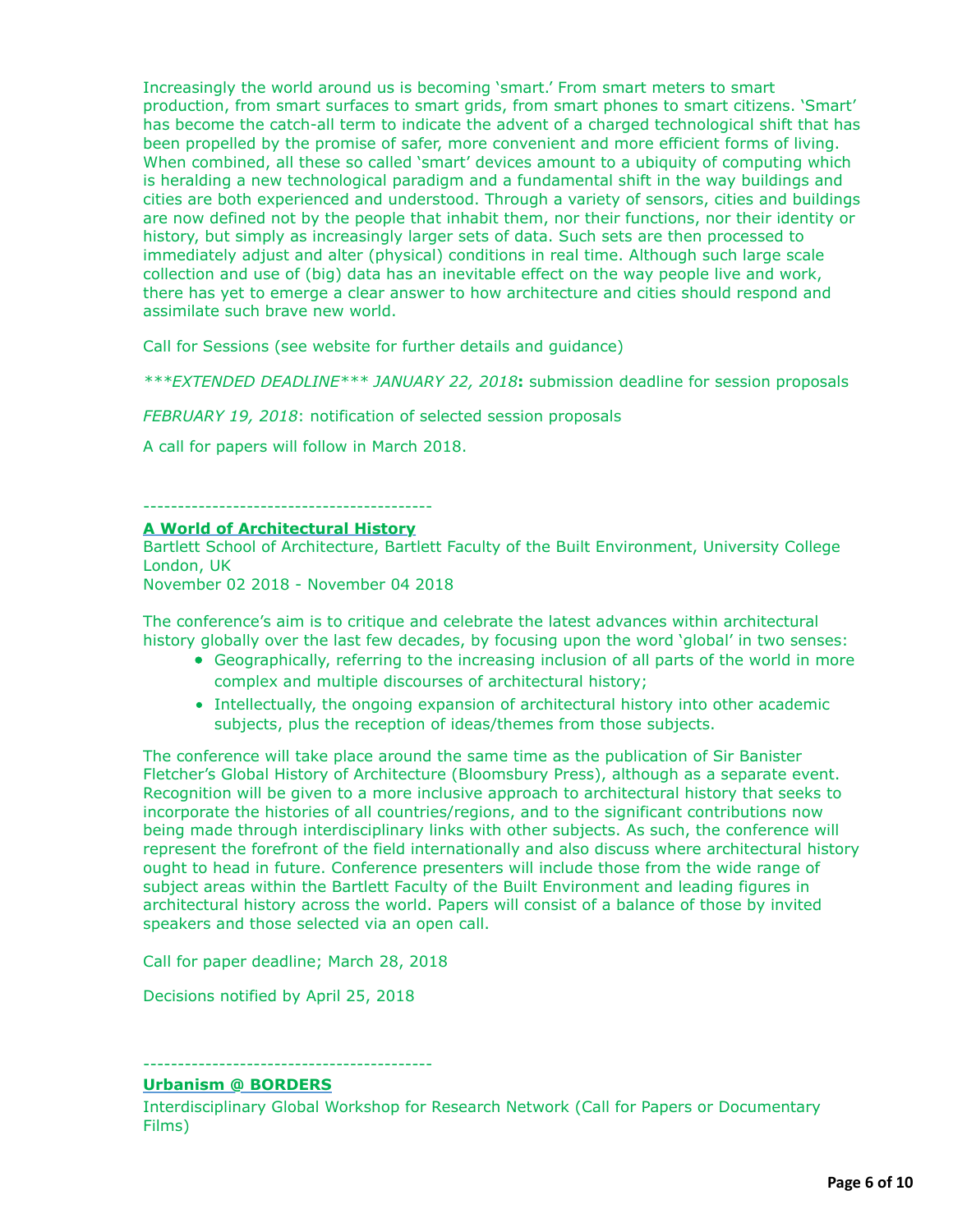Increasingly the world around us is becoming 'smart.' From smart meters to smart production, from smart surfaces to smart grids, from smart phones to smart citizens. 'Smart' has become the catch-all term to indicate the advent of a charged technological shift that has been propelled by the promise of safer, more convenient and more efficient forms of living. When combined, all these so called 'smart' devices amount to a ubiquity of computing which is heralding a new technological paradigm and a fundamental shift in the way buildings and cities are both experienced and understood. Through a variety of sensors, cities and buildings are now defined not by the people that inhabit them, nor their functions, nor their identity or history, but simply as increasingly larger sets of data. Such sets are then processed to immediately adjust and alter (physical) conditions in real time. Although such large scale collection and use of (big) data has an inevitable effect on the way people live and work, there has yet to emerge a clear answer to how architecture and cities should respond and assimilate such brave new world.

Call for Sessions (see website for further details and guidance)

*\*\*\*EXTENDED DEADLINE\*\*\* JANUARY 22, 2018***:** submission deadline for session proposals

*FEBRUARY 19, 2018*: notification of selected session proposals

A call for papers will follow in March 2018.

-----------------------------------------

**A World of Architectural History**
Bartlett School of Architecture, Bartlett Faculty of the Built Environment, University College London, UK
November 02 2018 - November 04 2018

The conference's aim is to critique and celebrate the latest advances within architectural history globally over the last few decades, by focusing upon the word 'global' in two senses:

- Geographically, referring to the increasing inclusion of all parts of the world in more complex and multiple discourses of architectural history;
- Intellectually, the ongoing expansion of architectural history into other academic subjects, plus the reception of ideas/themes from those subjects.

The conference will take place around the same time as the publication of Sir Banister Fletcher's Global History of Architecture (Bloomsbury Press), although as a separate event. Recognition will be given to a more inclusive approach to architectural history that seeks to incorporate the histories of all countries/regions, and to the significant contributions now being made through interdisciplinary links with other subjects. As such, the conference will represent the forefront of the field internationally and also discuss where architectural history ought to head in future. Conference presenters will include those from the wide range of subject areas within the Bartlett Faculty of the Built Environment and leading figures in architectural history across the world. Papers will consist of a balance of those by invited speakers and those selected via an open call.

Call for paper deadline; March 28, 2018

Decisions notified by April 25, 2018

-----------------------------------------

**Urbanism @ BORDERS**
Interdisciplinary Global Workshop for Research Network (Call for Papers or Documentary Films)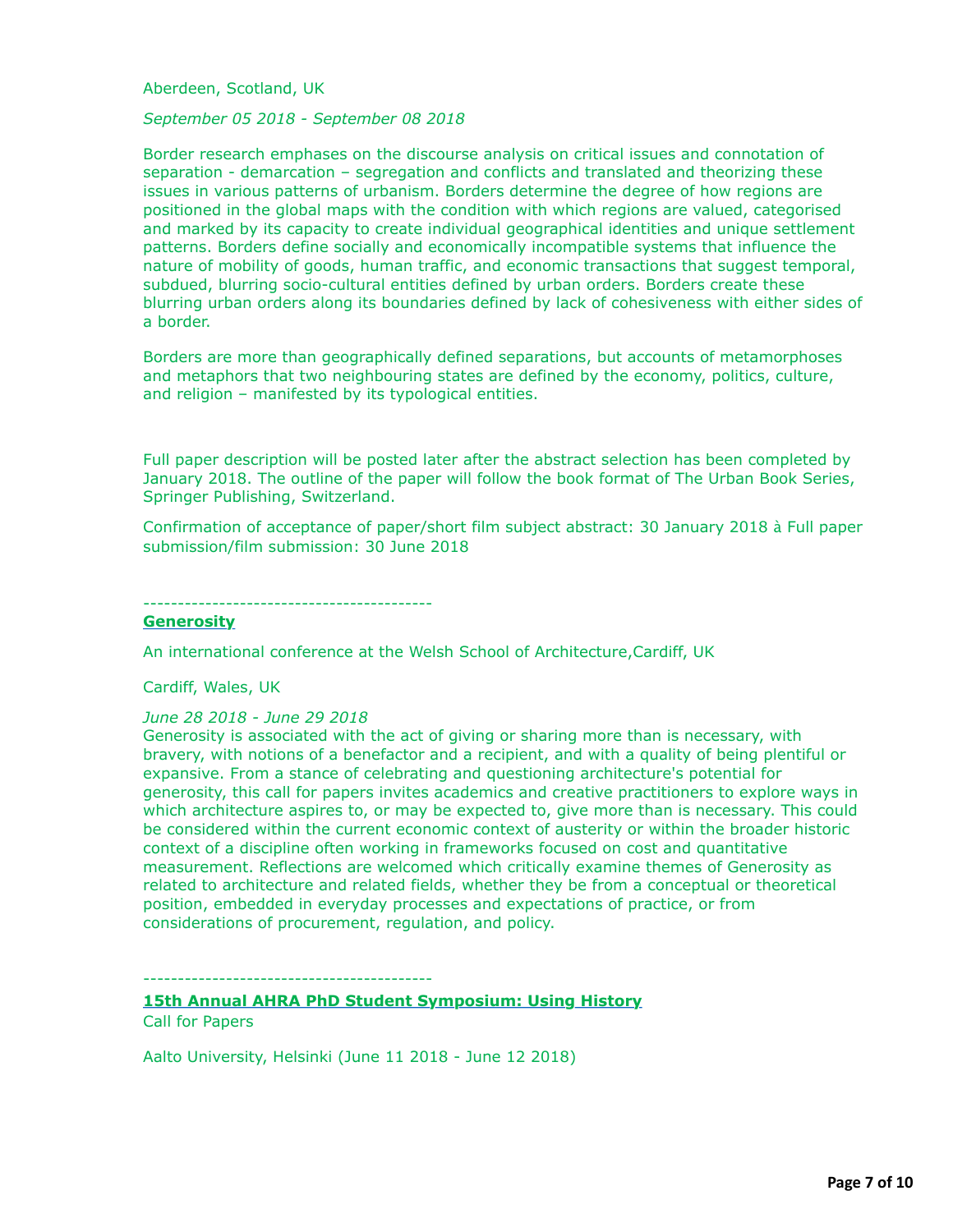Aberdeen, Scotland, UK

*September 05 2018 - September 08 2018*

Border research emphases on the discourse analysis on critical issues and connotation of separation - demarcation – segregation and conflicts and translated and theorizing these issues in various patterns of urbanism. Borders determine the degree of how regions are positioned in the global maps with the condition with which regions are valued, categorised and marked by its capacity to create individual geographical identities and unique settlement patterns. Borders define socially and economically incompatible systems that influence the nature of mobility of goods, human traffic, and economic transactions that suggest temporal, subdued, blurring socio-cultural entities defined by urban orders. Borders create these blurring urban orders along its boundaries defined by lack of cohesiveness with either sides of a border.

Borders are more than geographically defined separations, but accounts of metamorphoses and metaphors that two neighbouring states are defined by the economy, politics, culture, and religion – manifested by its typological entities.

Full paper description will be posted later after the abstract selection has been completed by January 2018. The outline of the paper will follow the book format of The Urban Book Series, Springer Publishing, Switzerland.

Confirmation of acceptance of paper/short film subject abstract: 30 January 2018 à Full paper submission/film submission: 30 June 2018

-----------------------------------------

**Generosity**

An international conference at the Welsh School of Architecture,Cardiff, UK

Cardiff, Wales, UK

*June 28 2018 - June 29 2018*

Generosity is associated with the act of giving or sharing more than is necessary, with bravery, with notions of a benefactor and a recipient, and with a quality of being plentiful or expansive. From a stance of celebrating and questioning architecture's potential for generosity, this call for papers invites academics and creative practitioners to explore ways in which architecture aspires to, or may be expected to, give more than is necessary. This could be considered within the current economic context of austerity or within the broader historic context of a discipline often working in frameworks focused on cost and quantitative measurement. Reflections are welcomed which critically examine themes of Generosity as related to architecture and related fields, whether they be from a conceptual or theoretical position, embedded in everyday processes and expectations of practice, or from considerations of procurement, regulation, and policy.

-----------------------------------------

**15th Annual AHRA PhD Student Symposium: Using History**

Call for Papers

Aalto University, Helsinki (June 11 2018 - June 12 2018)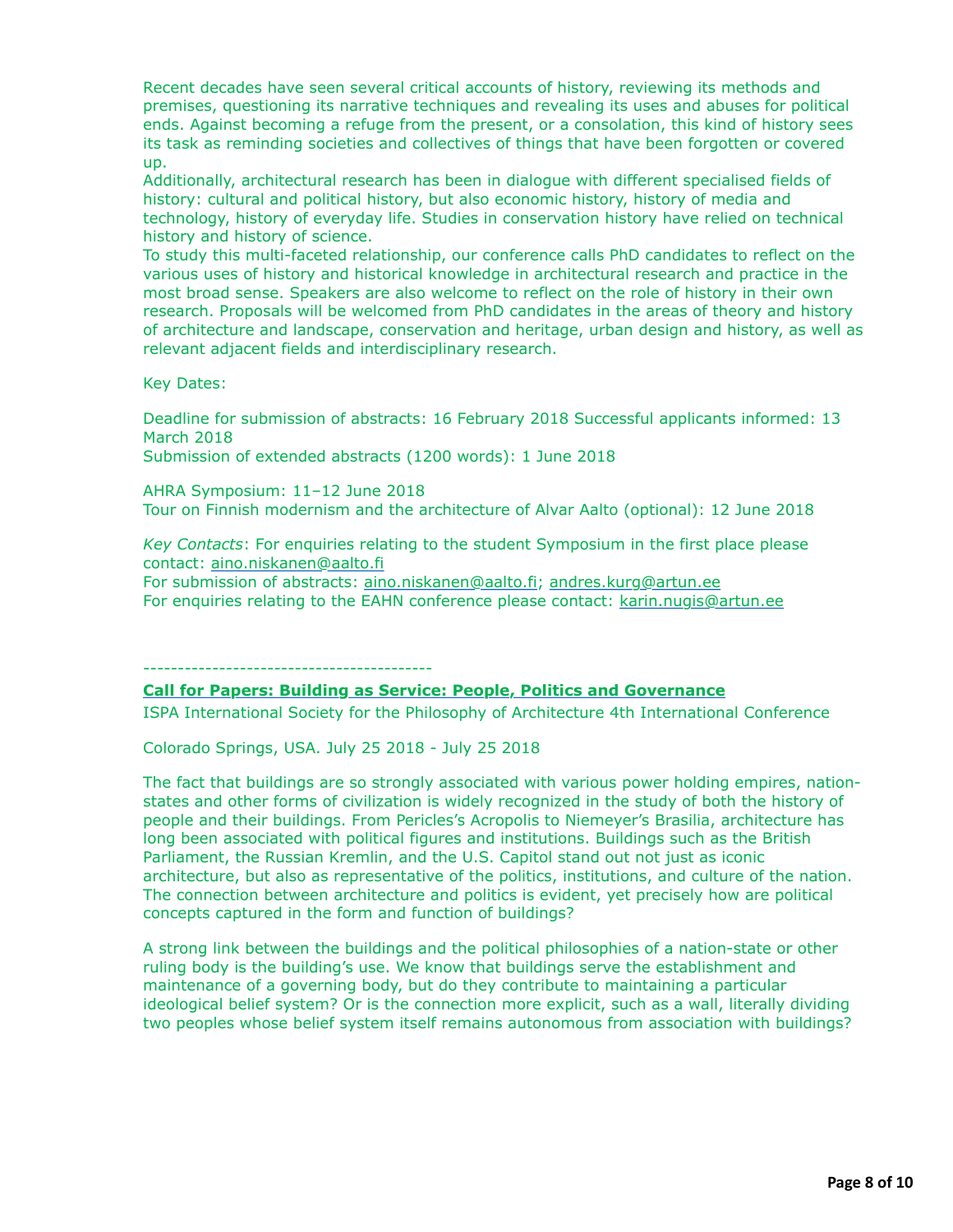Recent decades have seen several critical accounts of history, reviewing its methods and premises, questioning its narrative techniques and revealing its uses and abuses for political ends. Against becoming a refuge from the present, or a consolation, this kind of history sees its task as reminding societies and collectives of things that have been forgotten or covered up.

Additionally, architectural research has been in dialogue with different specialised fields of history: cultural and political history, but also economic history, history of media and technology, history of everyday life. Studies in conservation history have relied on technical history and history of science.

To study this multi-faceted relationship, our conference calls PhD candidates to reflect on the various uses of history and historical knowledge in architectural research and practice in the most broad sense. Speakers are also welcome to reflect on the role of history in their own research. Proposals will be welcomed from PhD candidates in the areas of theory and history of architecture and landscape, conservation and heritage, urban design and history, as well as relevant adjacent fields and interdisciplinary research.

Key Dates:

Deadline for submission of abstracts: 16 February 2018 Successful applicants informed: 13 March 2018
Submission of extended abstracts (1200 words): 1 June 2018

AHRA Symposium: 11–12 June 2018
Tour on Finnish modernism and the architecture of Alvar Aalto (optional): 12 June 2018

*Key Contacts*: For enquiries relating to the student Symposium in the first place please contact: aino.niskanen@aalto.fi
For submission of abstracts: aino.niskanen@aalto.fi; andres.kurg@artun.ee
For enquiries relating to the EAHN conference please contact: karin.nugis@artun.ee

------------------------------------------

**Call for Papers: Building as Service: People, Politics and Governance**

ISPA International Society for the Philosophy of Architecture 4th International Conference

Colorado Springs, USA. July 25 2018 - July 25 2018

The fact that buildings are so strongly associated with various power holding empires, nation-states and other forms of civilization is widely recognized in the study of both the history of people and their buildings. From Pericles's Acropolis to Niemeyer's Brasilia, architecture has long been associated with political figures and institutions. Buildings such as the British Parliament, the Russian Kremlin, and the U.S. Capitol stand out not just as iconic architecture, but also as representative of the politics, institutions, and culture of the nation. The connection between architecture and politics is evident, yet precisely how are political concepts captured in the form and function of buildings?

A strong link between the buildings and the political philosophies of a nation-state or other ruling body is the building's use. We know that buildings serve the establishment and maintenance of a governing body, but do they contribute to maintaining a particular ideological belief system? Or is the connection more explicit, such as a wall, literally dividing two peoples whose belief system itself remains autonomous from association with buildings?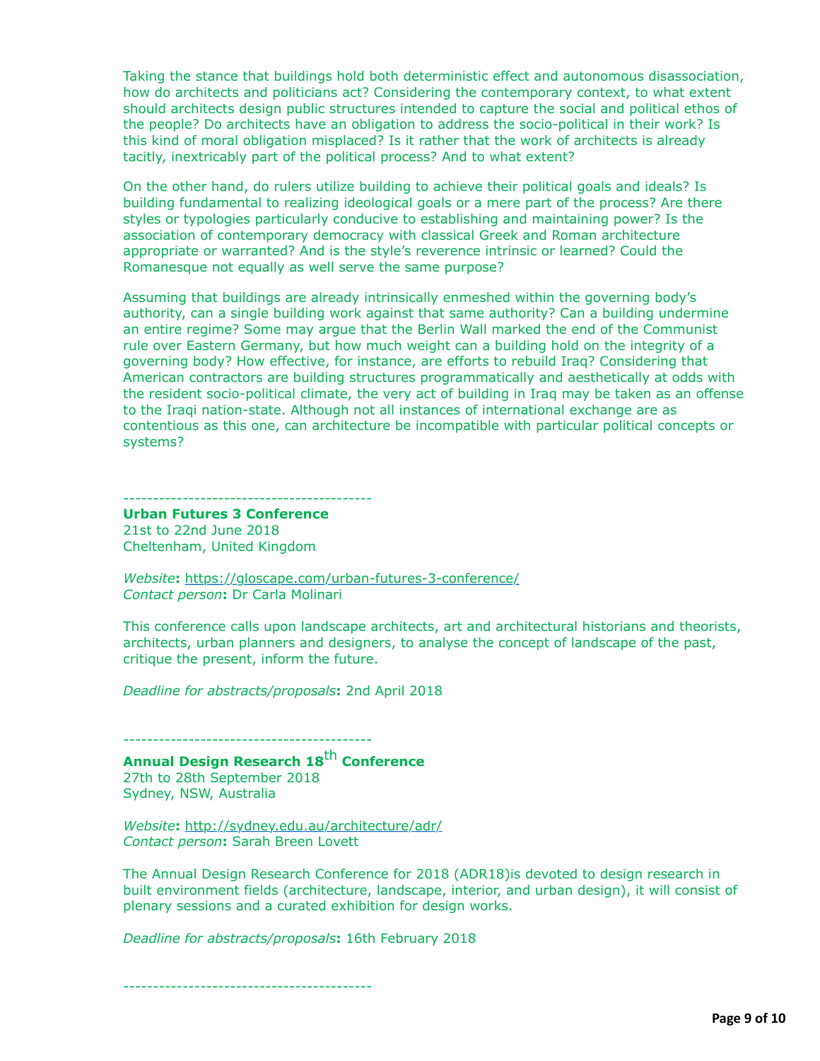Taking the stance that buildings hold both deterministic effect and autonomous disassociation, how do architects and politicians act? Considering the contemporary context, to what extent should architects design public structures intended to capture the social and political ethos of the people? Do architects have an obligation to address the socio-political in their work? Is this kind of moral obligation misplaced? Is it rather that the work of architects is already tacitly, inextricably part of the political process? And to what extent?

On the other hand, do rulers utilize building to achieve their political goals and ideals? Is building fundamental to realizing ideological goals or a mere part of the process? Are there styles or typologies particularly conducive to establishing and maintaining power? Is the association of contemporary democracy with classical Greek and Roman architecture appropriate or warranted? And is the style's reverence intrinsic or learned? Could the Romanesque not equally as well serve the same purpose?

Assuming that buildings are already intrinsically enmeshed within the governing body's authority, can a single building work against that same authority? Can a building undermine an entire regime? Some may argue that the Berlin Wall marked the end of the Communist rule over Eastern Germany, but how much weight can a building hold on the integrity of a governing body? How effective, for instance, are efforts to rebuild Iraq? Considering that American contractors are building structures programmatically and aesthetically at odds with the resident socio-political climate, the very act of building in Iraq may be taken as an offense to the Iraqi nation-state. Although not all instances of international exchange are as contentious as this one, can architecture be incompatible with particular political concepts or systems?

-----------------------------------------

**Urban Futures 3 Conference**
21st to 22nd June 2018
Cheltenham, United Kingdom

*Website*: https://gloscape.com/urban-futures-3-conference/
*Contact person*: Dr Carla Molinari

This conference calls upon landscape architects, art and architectural historians and theorists, architects, urban planners and designers, to analyse the concept of landscape of the past, critique the present, inform the future.

*Deadline for abstracts/proposals*: 2nd April 2018

-----------------------------------------

**Annual Design Research 18th Conference**
27th to 28th September 2018
Sydney, NSW, Australia

*Website*: http://sydney.edu.au/architecture/adr/
*Contact person*: Sarah Breen Lovett

The Annual Design Research Conference for 2018 (ADR18)is devoted to design research in built environment fields (architecture, landscape, interior, and urban design), it will consist of plenary sessions and a curated exhibition for design works.

*Deadline for abstracts/proposals*: 16th February 2018

-----------------------------------------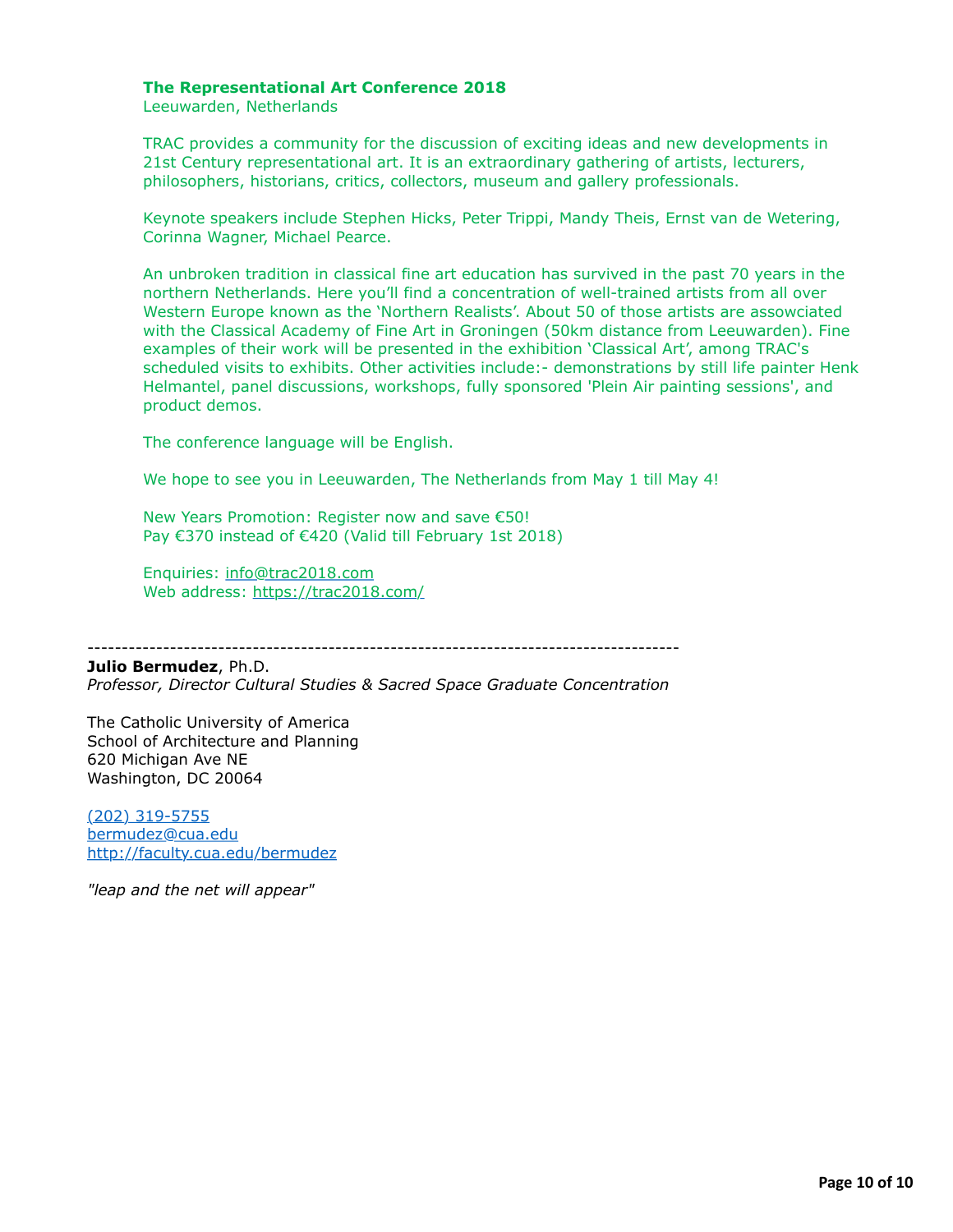**The Representational Art Conference 2018**
Leeuwarden, Netherlands

TRAC provides a community for the discussion of exciting ideas and new developments in 21st Century representational art. It is an extraordinary gathering of artists, lecturers, philosophers, historians, critics, collectors, museum and gallery professionals.

Keynote speakers include Stephen Hicks, Peter Trippi, Mandy Theis, Ernst van de Wetering, Corinna Wagner, Michael Pearce.

An unbroken tradition in classical fine art education has survived in the past 70 years in the northern Netherlands. Here you'll find a concentration of well-trained artists from all over Western Europe known as the 'Northern Realists'. About 50 of those artists are assowciated with the Classical Academy of Fine Art in Groningen (50km distance from Leeuwarden). Fine examples of their work will be presented in the exhibition 'Classical Art', among TRAC's scheduled visits to exhibits. Other activities include:- demonstrations by still life painter Henk Helmantel, panel discussions, workshops, fully sponsored 'Plein Air painting sessions', and product demos.

The conference language will be English.

We hope to see you in Leeuwarden, The Netherlands from May 1 till May 4!

New Years Promotion: Register now and save €50!
Pay €370 instead of €420 (Valid till February 1st 2018)

Enquiries: info@trac2018.com
Web address: https://trac2018.com/

---

**Julio Bermudez**, Ph.D.
*Professor, Director Cultural Studies & Sacred Space Graduate Concentration*

The Catholic University of America
School of Architecture and Planning
620 Michigan Ave NE
Washington, DC 20064

(202) 319-5755
bermudez@cua.edu
http://faculty.cua.edu/bermudez

*"leap and the net will appear"*